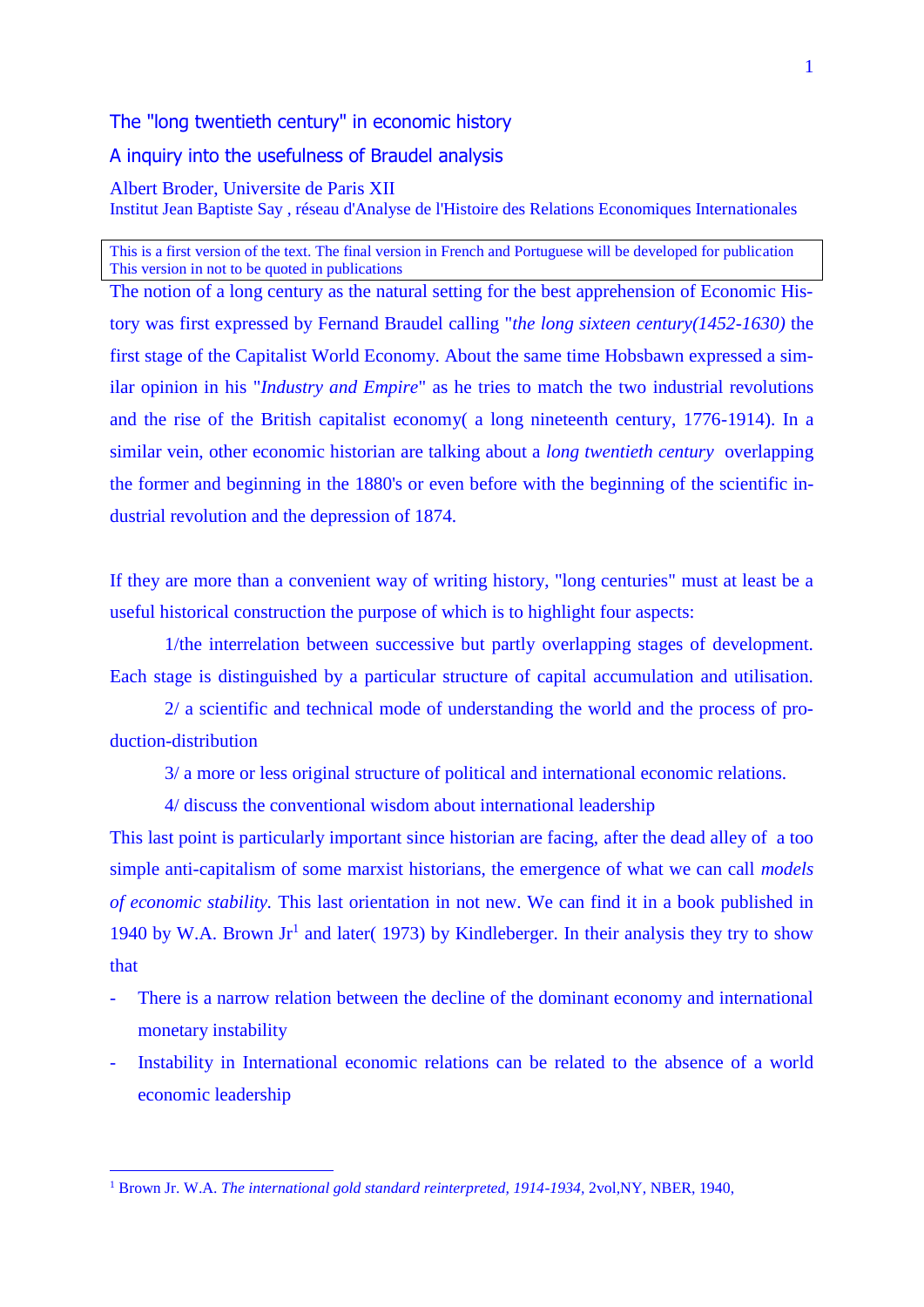# The "long twentieth century" in economic history

## A inquiry into the usefulness of Braudel analysis

Albert Broder, Universite de Paris XII
Institut Jean Baptiste Say , réseau d'Analyse de l'Histoire des Relations Economiques Internationales

> This is a first version of the text. The final version in French and Portuguese will be developed for publication
> This version in not to be quoted in publications

The notion of a long century as the natural setting for the best apprehension of Economic History was first expressed by Fernand Braudel calling "*the long sixteen century(1452-1630)* the first stage of the Capitalist World Economy. About the same time Hobsbawn expressed a similar opinion in his "*Industry and Empire*" as he tries to match the two industrial revolutions and the rise of the British capitalist economy( a long nineteenth century, 1776-1914). In a similar vein, other economic historian are talking about a *long twentieth century* overlapping the former and beginning in the 1880's or even before with the beginning of the scientific industrial revolution and the depression of 1874.

If they are more than a convenient way of writing history, "long centuries" must at least be a useful historical construction the purpose of which is to highlight four aspects:

1/the interrelation between successive but partly overlapping stages of development. Each stage is distinguished by a particular structure of capital accumulation and utilisation.

2/ a scientific and technical mode of understanding the world and the process of production-distribution

3/ a more or less original structure of political and international economic relations.

4/ discuss the conventional wisdom about international leadership

This last point is particularly important since historian are facing, after the dead alley of a too simple anti-capitalism of some marxist historians, the emergence of what we can call *models of economic stability.* This last orientation in not new. We can find it in a book published in 1940 by W.A. Brown Jr[1] and later( 1973) by Kindleberger. In their analysis they try to show that

- There is a narrow relation between the decline of the dominant economy and international monetary instability
- Instability in International economic relations can be related to the absence of a world economic leadership

[1] Brown Jr. W.A. *The international gold standard reinterpreted, 1914-1934,* 2vol,NY, NBER, 1940,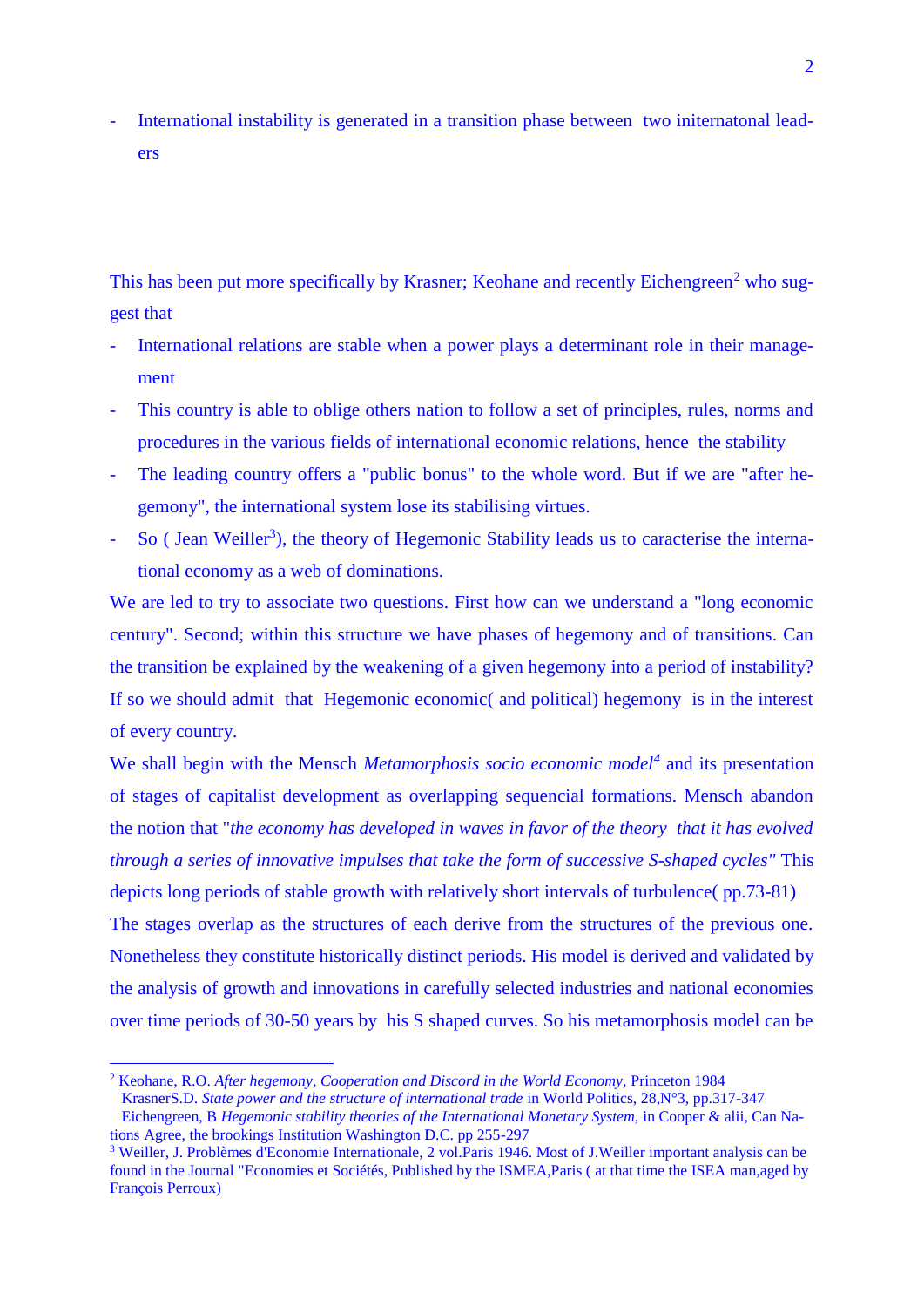- International instability is generated in a transition phase between two initernatonal leaders

This has been put more specifically by Krasner; Keohane and recently Eichengreen[2] who suggest that

- International relations are stable when a power plays a determinant role in their management
- This country is able to oblige others nation to follow a set of principles, rules, norms and procedures in the various fields of international economic relations, hence the stability
- The leading country offers a "public bonus" to the whole word. But if we are "after hegemony", the international system lose its stabilising virtues.
- So ( Jean Weiller[3]), the theory of Hegemonic Stability leads us to caracterise the international economy as a web of dominations.

We are led to try to associate two questions. First how can we understand a "long economic century". Second; within this structure we have phases of hegemony and of transitions. Can the transition be explained by the weakening of a given hegemony into a period of instability? If so we should admit that Hegemonic economic( and political) hegemony is in the interest of every country.

We shall begin with the Mensch *Metamorphosis socio economic model*[4] and its presentation of stages of capitalist development as overlapping sequencial formations. Mensch abandon the notion that "*the economy has developed in waves in favor of the theory that it has evolved through a series of innovative impulses that take the form of successive S-shaped cycles"* This depicts long periods of stable growth with relatively short intervals of turbulence( pp.73-81)

The stages overlap as the structures of each derive from the structures of the previous one. Nonetheless they constitute historically distinct periods. His model is derived and validated by the analysis of growth and innovations in carefully selected industries and national economies over time periods of 30-50 years by his S shaped curves. So his metamorphosis model can be

---

[2] Keohane, R.O. *After hegemony, Cooperation and Discord in the World Economy*, Princeton 1984
KrasnerS.D. *State power and the structure of international trade* in World Politics, 28,N°3, pp.317-347
Eichengreen, B *Hegemonic stability theories of the International Monetary System*, in Cooper & alii, Can Nations Agree, the brookings Institution Washington D.C. pp 255-297

[3] Weiller, J. Problèmes d'Economie Internationale, 2 vol.Paris 1946. Most of J.Weiller important analysis can be found in the Journal "Economies et Sociétés, Published by the ISMEA,Paris ( at that time the ISEA man,aged by François Perroux)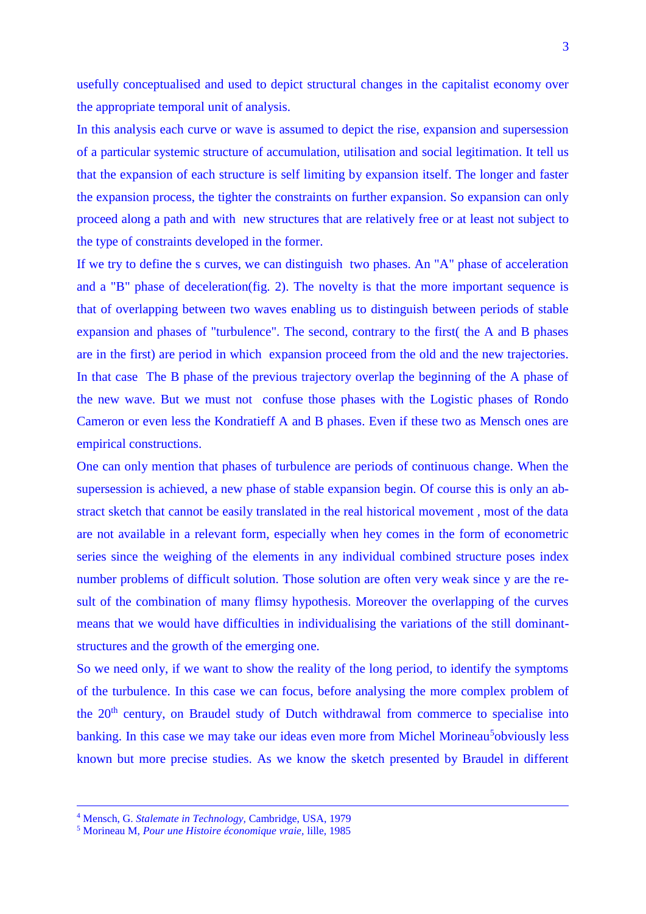usefully conceptualised and used to depict structural changes in the capitalist economy over the appropriate temporal unit of analysis.

In this analysis each curve or wave is assumed to depict the rise, expansion and supersession of a particular systemic structure of accumulation, utilisation and social legitimation. It tell us that the expansion of each structure is self limiting by expansion itself. The longer and faster the expansion process, the tighter the constraints on further expansion. So expansion can only proceed along a path and with new structures that are relatively free or at least not subject to the type of constraints developed in the former.

If we try to define the s curves, we can distinguish two phases. An "A" phase of acceleration and a "B" phase of deceleration(fig. 2). The novelty is that the more important sequence is that of overlapping between two waves enabling us to distinguish between periods of stable expansion and phases of "turbulence". The second, contrary to the first( the A and B phases are in the first) are period in which expansion proceed from the old and the new trajectories. In that case The B phase of the previous trajectory overlap the beginning of the A phase of the new wave. But we must not confuse those phases with the Logistic phases of Rondo Cameron or even less the Kondratieff A and B phases. Even if these two as Mensch ones are empirical constructions.

One can only mention that phases of turbulence are periods of continuous change. When the supersession is achieved, a new phase of stable expansion begin. Of course this is only an abstract sketch that cannot be easily translated in the real historical movement , most of the data are not available in a relevant form, especially when hey comes in the form of econometric series since the weighing of the elements in any individual combined structure poses index number problems of difficult solution. Those solution are often very weak since y are the result of the combination of many flimsy hypothesis. Moreover the overlapping of the curves means that we would have difficulties in individualising the variations of the still dominant-structures and the growth of the emerging one.

So we need only, if we want to show the reality of the long period, to identify the symptoms of the turbulence. In this case we can focus, before analysing the more complex problem of the 20th century, on Braudel study of Dutch withdrawal from commerce to specialise into banking. In this case we may take our ideas even more from Michel Morineau[5]obviously less known but more precise studies. As we know the sketch presented by Braudel in different

---

[4] Mensch, G. *Stalemate in Technology*, Cambridge, USA, 1979

[5] Morineau M, *Pour une Histoire économique vraie*, lille, 1985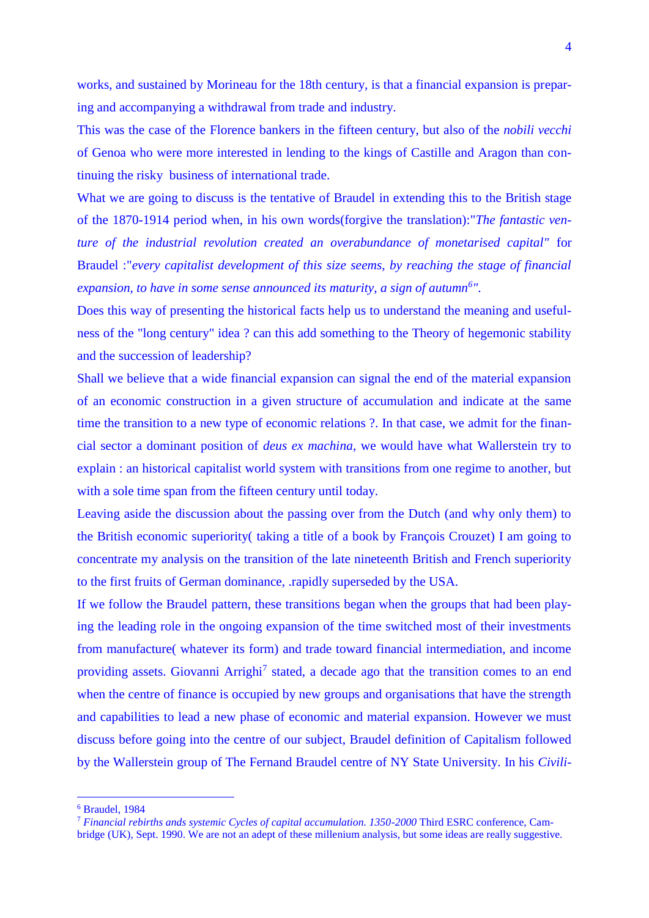works, and sustained by Morineau for the 18th century, is that a financial expansion is preparing and accompanying a withdrawal from trade and industry.

This was the case of the Florence bankers in the fifteen century, but also of the *nobili vecchi* of Genoa who were more interested in lending to the kings of Castille and Aragon than continuing the risky  business of international trade.

What we are going to discuss is the tentative of Braudel in extending this to the British stage of the 1870-1914 period when, in his own words(forgive the translation):"*The fantastic venture of the industrial revolution created an overabundance of monetarised capital*" for Braudel :"*every capitalist development of this size seems, by reaching the stage of financial expansion, to have in some sense announced its maturity, a sign of autumn*[6]*"*.

Does this way of presenting the historical facts help us to understand the meaning and usefulness of the "long century" idea ? can this add something to the Theory of hegemonic stability and the succession of leadership?

Shall we believe that a wide financial expansion can signal the end of the material expansion of an economic construction in a given structure of accumulation and indicate at the same time the transition to a new type of economic relations ?. In that case, we admit for the financial sector a dominant position of *deus ex machina*, we would have what Wallerstein try to explain : an historical capitalist world system with transitions from one regime to another, but with a sole time span from the fifteen century until today.

Leaving aside the discussion about the passing over from the Dutch (and why only them) to the British economic superiority( taking a title of a book by François Crouzet) I am going to concentrate my analysis on the transition of the late nineteenth British and French superiority to the first fruits of German dominance, .rapidly superseded by the USA.

If we follow the Braudel pattern, these transitions began when the groups that had been playing the leading role in the ongoing expansion of the time switched most of their investments from manufacture( whatever its form) and trade toward financial intermediation, and income providing assets. Giovanni Arrighi[7] stated, a decade ago that the transition comes to an end when the centre of finance is occupied by new groups and organisations that have the strength and capabilities to lead a new phase of economic and material expansion. However we must discuss before going into the centre of our subject, Braudel definition of Capitalism followed by the Wallerstein group of The Fernand Braudel centre of NY State University. In his *Civili-*

---

[6] Braudel, 1984

[7] *Financial rebirths ands systemic Cycles of capital accumulation. 1350-2000* Third ESRC conference, Cambridge (UK), Sept. 1990. We are not an adept of these millenium analysis, but some ideas are really suggestive.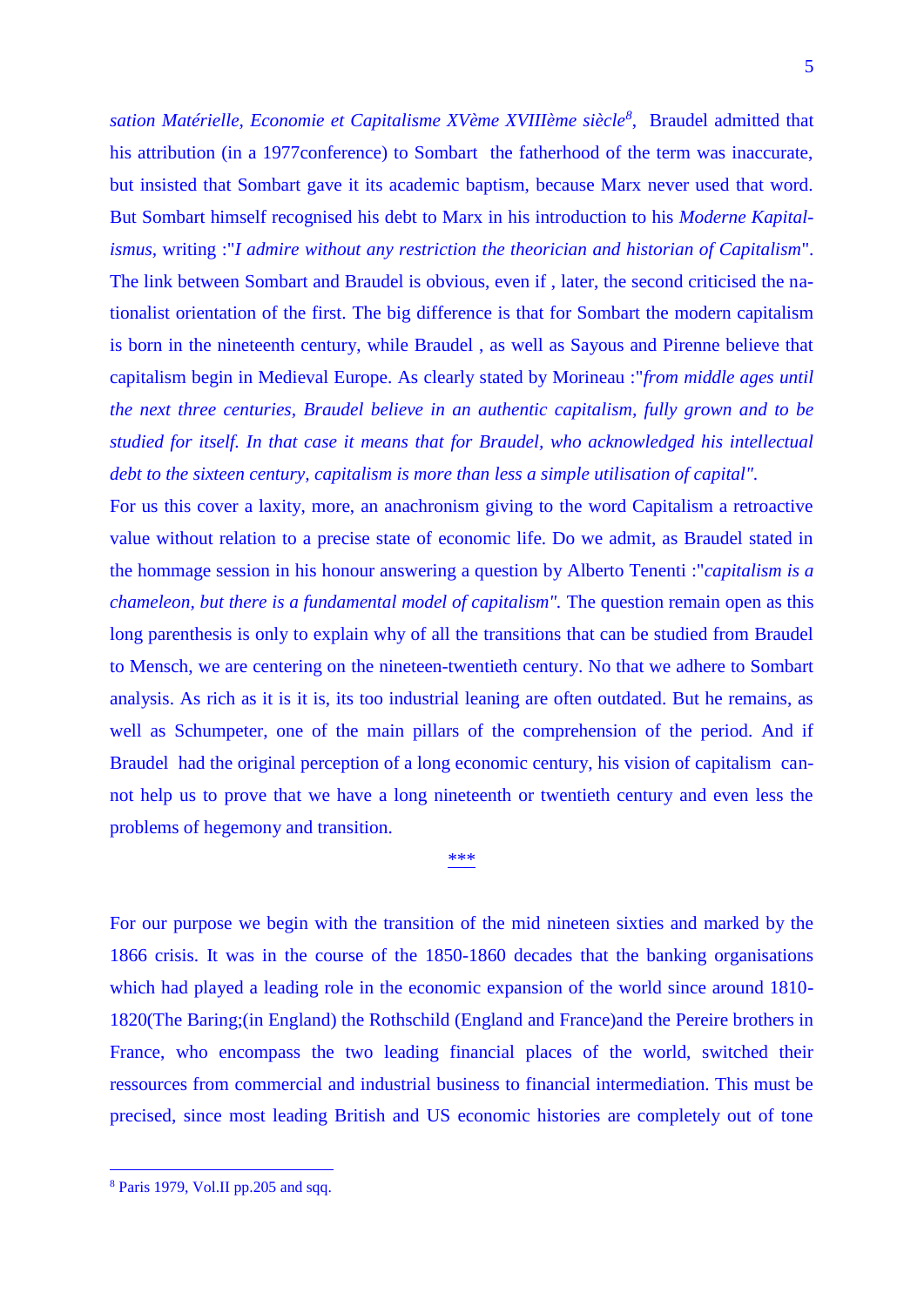*sation Matérielle, Economie et Capitalisme XVème XVIIIème siècle*[8], Braudel admitted that his attribution (in a 1977conference) to Sombart the fatherhood of the term was inaccurate, but insisted that Sombart gave it its academic baptism, because Marx never used that word. But Sombart himself recognised his debt to Marx in his introduction to his *Moderne Kapitalismus*, writing :"*I admire without any restriction the theorician and historian of Capitalism*". The link between Sombart and Braudel is obvious, even if , later, the second criticised the nationalist orientation of the first. The big difference is that for Sombart the modern capitalism is born in the nineteenth century, while Braudel , as well as Sayous and Pirenne believe that capitalism begin in Medieval Europe. As clearly stated by Morineau :"*from middle ages until the next three centuries, Braudel believe in an authentic capitalism, fully grown and to be studied for itself. In that case it means that for Braudel, who acknowledged his intellectual debt to the sixteen century, capitalism is more than less a simple utilisation of capital".*

For us this cover a laxity, more, an anachronism giving to the word Capitalism a retroactive value without relation to a precise state of economic life. Do we admit, as Braudel stated in the hommage session in his honour answering a question by Alberto Tenenti :"*capitalism is a chameleon, but there is a fundamental model of capitalism".* The question remain open as this long parenthesis is only to explain why of all the transitions that can be studied from Braudel to Mensch, we are centering on the nineteen-twentieth century. No that we adhere to Sombart analysis. As rich as it is it is, its too industrial leaning are often outdated. But he remains, as well as Schumpeter, one of the main pillars of the comprehension of the period. And if Braudel had the original perception of a long economic century, his vision of capitalism cannot help us to prove that we have a long nineteenth or twentieth century and even less the problems of hegemony and transition.

***

For our purpose we begin with the transition of the mid nineteen sixties and marked by the 1866 crisis. It was in the course of the 1850-1860 decades that the banking organisations which had played a leading role in the economic expansion of the world since around 1810-1820(The Baring;(in England) the Rothschild (England and France)and the Pereire brothers in France, who encompass the two leading financial places of the world, switched their ressources from commercial and industrial business to financial intermediation. This must be precised, since most leading British and US economic histories are completely out of tone

[8] Paris 1979, Vol.II pp.205 and sqq.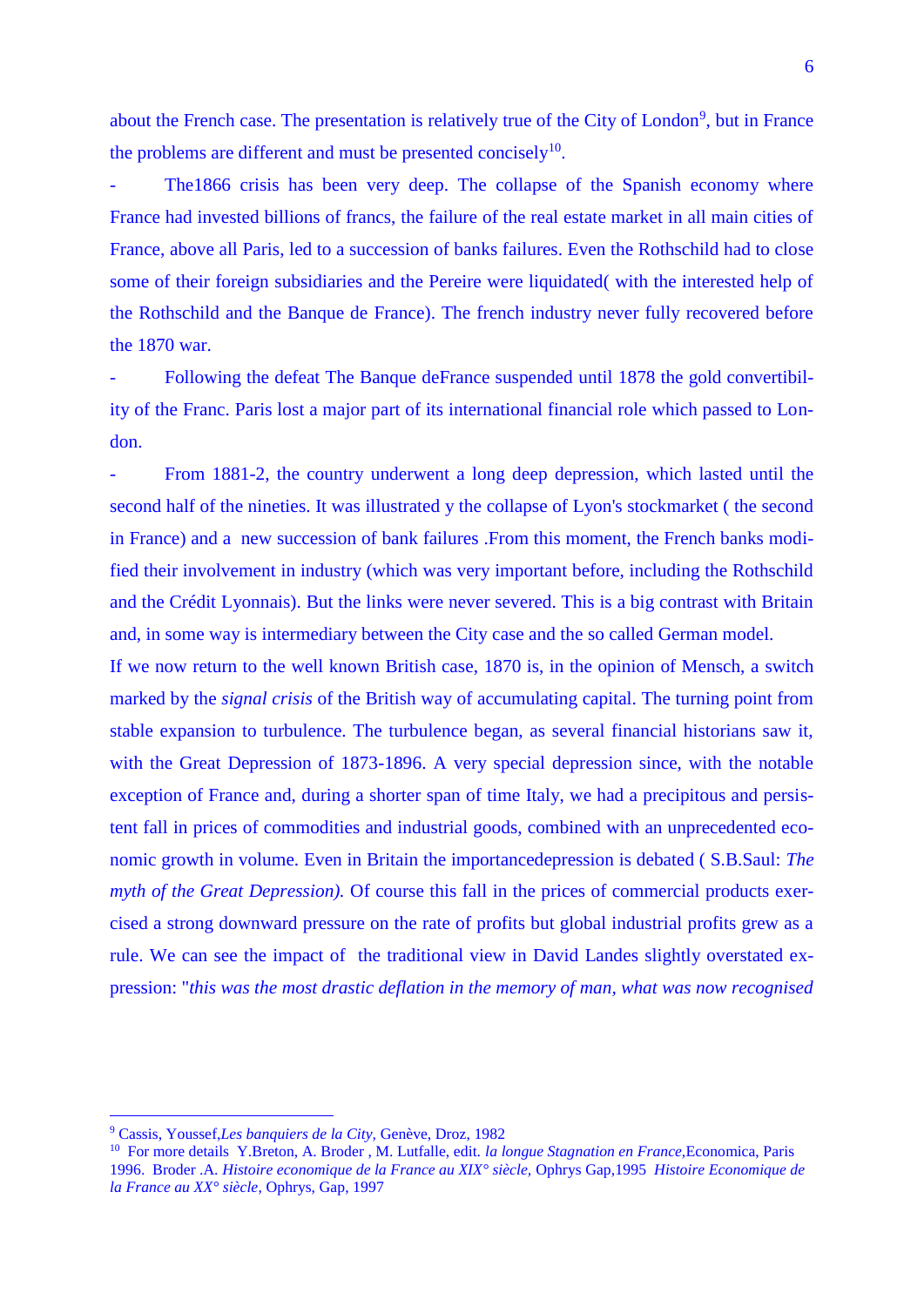about the French case. The presentation is relatively true of the City of London[9], but in France the problems are different and must be presented concisely[10].

- The1866 crisis has been very deep. The collapse of the Spanish economy where France had invested billions of francs, the failure of the real estate market in all main cities of France, above all Paris, led to a succession of banks failures. Even the Rothschild had to close some of their foreign subsidiaries and the Pereire were liquidated( with the interested help of the Rothschild and the Banque de France). The french industry never fully recovered before the 1870 war.
- Following the defeat The Banque deFrance suspended until 1878 the gold convertibility of the Franc. Paris lost a major part of its international financial role which passed to London.
- From 1881-2, the country underwent a long deep depression, which lasted until the second half of the nineties. It was illustrated y the collapse of Lyon's stockmarket ( the second in France) and a new succession of bank failures .From this moment, the French banks modified their involvement in industry (which was very important before, including the Rothschild and the Crédit Lyonnais). But the links were never severed. This is a big contrast with Britain and, in some way is intermediary between the City case and the so called German model.

If we now return to the well known British case, 1870 is, in the opinion of Mensch, a switch marked by the *signal crisis* of the British way of accumulating capital. The turning point from stable expansion to turbulence. The turbulence began, as several financial historians saw it, with the Great Depression of 1873-1896. A very special depression since, with the notable exception of France and, during a shorter span of time Italy, we had a precipitous and persistent fall in prices of commodities and industrial goods, combined with an unprecedented economic growth in volume. Even in Britain the importancedepression is debated ( S.B.Saul: *The myth of the Great Depression).* Of course this fall in the prices of commercial products exercised a strong downward pressure on the rate of profits but global industrial profits grew as a rule. We can see the impact of the traditional view in David Landes slightly overstated expression: "*this was the most drastic deflation in the memory of man, what was now recognised*

---

[9] Cassis, Youssef,*Les banquiers de la City,* Genève, Droz, 1982

[10] For more details Y.Breton, A. Broder , M. Lutfalle, edit. *la longue Stagnation en France,*Economica, Paris 1996. Broder .A. *Histoire economique de la France au XIX° siècle,* Ophrys Gap,1995 *Histoire Economique de la France au XX° siècle*, Ophrys, Gap, 1997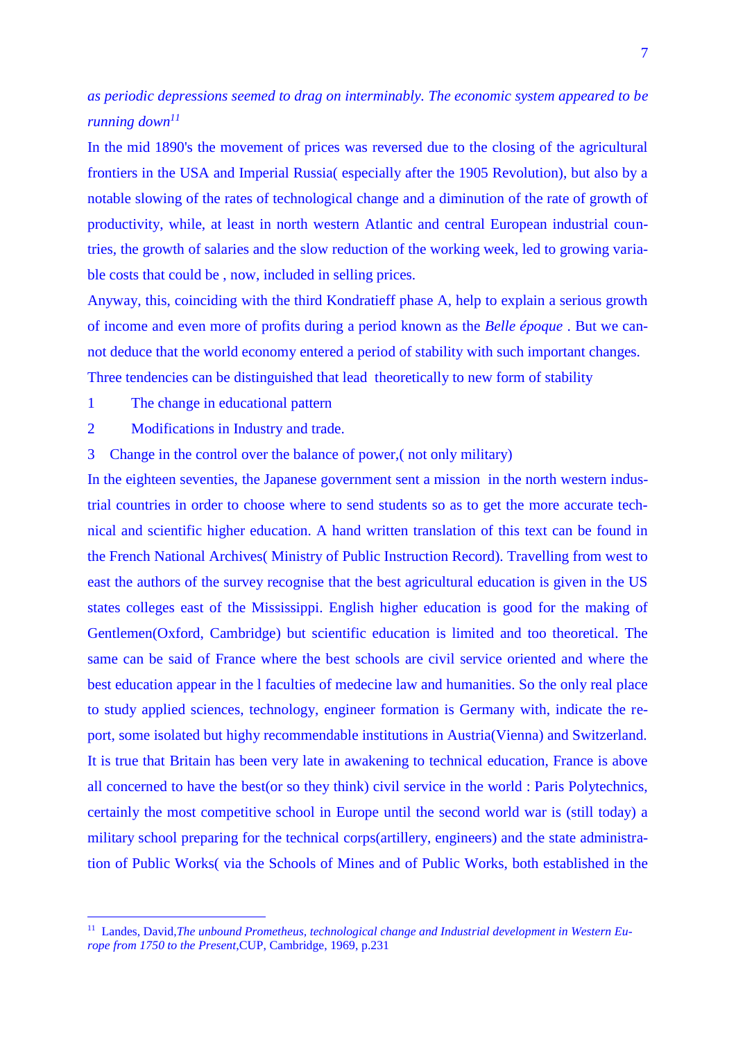*as periodic depressions seemed to drag on interminably. The economic system appeared to be running down*[11]

In the mid 1890's the movement of prices was reversed due to the closing of the agricultural frontiers in the USA and Imperial Russia( especially after the 1905 Revolution), but also by a notable slowing of the rates of technological change and a diminution of the rate of growth of productivity, while, at least in north western Atlantic and central European industrial countries, the growth of salaries and the slow reduction of the working week, led to growing variable costs that could be , now, included in selling prices.

Anyway, this, coinciding with the third Kondratieff phase A, help to explain a serious growth of income and even more of profits during a period known as the *Belle époque* . But we cannot deduce that the world economy entered a period of stability with such important changes.

Three tendencies can be distinguished that lead theoretically to new form of stability

1 The change in educational pattern
2 Modifications in Industry and trade.
3 Change in the control over the balance of power,( not only military)

In the eighteen seventies, the Japanese government sent a mission in the north western industrial countries in order to choose where to send students so as to get the more accurate technical and scientific higher education. A hand written translation of this text can be found in the French National Archives( Ministry of Public Instruction Record). Travelling from west to east the authors of the survey recognise that the best agricultural education is given in the US states colleges east of the Mississippi. English higher education is good for the making of Gentlemen(Oxford, Cambridge) but scientific education is limited and too theoretical. The same can be said of France where the best schools are civil service oriented and where the best education appear in the l faculties of medecine law and humanities. So the only real place to study applied sciences, technology, engineer formation is Germany with, indicate the report, some isolated but highy recommendable institutions in Austria(Vienna) and Switzerland. It is true that Britain has been very late in awakening to technical education, France is above all concerned to have the best(or so they think) civil service in the world : Paris Polytechnics, certainly the most competitive school in Europe until the second world war is (still today) a military school preparing for the technical corps(artillery, engineers) and the state administration of Public Works( via the Schools of Mines and of Public Works, both established in the

---

[11] Landes, David,*The unbound Prometheus, technological change and Industrial development in Western Europe from 1750 to the Present*,CUP, Cambridge, 1969, p.231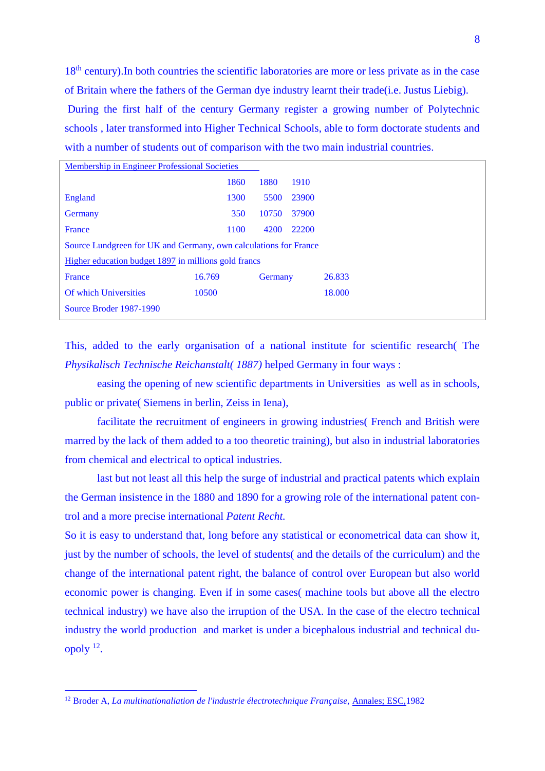18th century).In both countries the scientific laboratories are more or less private as in the case of Britain where the fathers of the German dye industry learnt their trade(i.e. Justus Liebig).

During the first half of the century Germany register a growing number of Polytechnic schools , later transformed into Higher Technical Schools, able to form doctorate students and with a number of students out of comparison with the two main industrial countries.

Membership in Engineer Professional Societies

| | 1860 | 1880 | 1910 |
|---|---|---|---|
| England | 1300 | 5500 | 23900 |
| Germany | 350 | 10750 | 37900 |
| France | 1100 | 4200 | 22200 |

Source Lundgreen for UK and Germany, own calculations for France

Higher education budget 1897 in millions gold francs

| | France | | Germany |
|---|---|---|---|
| France | 16.769 | Germany | 26.833 |
| Of which Universities | 10500 | | 18.000 |

Source Broder 1987-1990

This, added to the early organisation of a national institute for scientific research( The *Physikalisch Technische Reichanstalt( 1887)* helped Germany in four ways :

easing the opening of new scientific departments in Universities as well as in schools, public or private( Siemens in berlin, Zeiss in Iena),

facilitate the recruitment of engineers in growing industries( French and British were marred by the lack of them added to a too theoretic training), but also in industrial laboratories from chemical and electrical to optical industries.

last but not least all this help the surge of industrial and practical patents which explain the German insistence in the 1880 and 1890 for a growing role of the international patent control and a more precise international *Patent Recht.*

So it is easy to understand that, long before any statistical or econometrical data can show it, just by the number of schools, the level of students( and the details of the curriculum) and the change of the international patent right, the balance of control over European but also world economic power is changing. Even if in some cases( machine tools but above all the electro technical industry) we have also the irruption of the USA. In the case of the electro technical industry the world production and market is under a bicephalous industrial and technical duopoly [12].

---

[12] Broder A, *La multinationaliation de l'industrie électrotechnique Française,* Annales; ESC,1982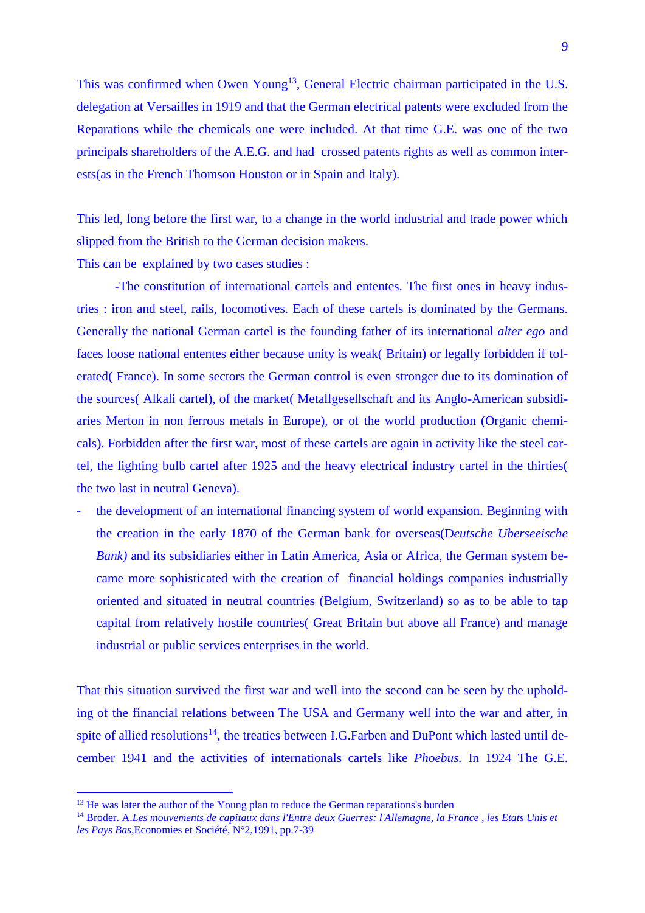This was confirmed when Owen Young[13], General Electric chairman participated in the U.S. delegation at Versailles in 1919 and that the German electrical patents were excluded from the Reparations while the chemicals one were included. At that time G.E. was one of the two principals shareholders of the A.E.G. and had crossed patents rights as well as common interests(as in the French Thomson Houston or in Spain and Italy).

This led, long before the first war, to a change in the world industrial and trade power which slipped from the British to the German decision makers.

This can be explained by two cases studies :

-The constitution of international cartels and ententes. The first ones in heavy industries : iron and steel, rails, locomotives. Each of these cartels is dominated by the Germans. Generally the national German cartel is the founding father of its international *alter ego* and faces loose national ententes either because unity is weak( Britain) or legally forbidden if tolerated( France). In some sectors the German control is even stronger due to its domination of the sources( Alkali cartel), of the market( Metallgesellschaft and its Anglo-American subsidiaries Merton in non ferrous metals in Europe), or of the world production (Organic chemicals). Forbidden after the first war, most of these cartels are again in activity like the steel cartel, the lighting bulb cartel after 1925 and the heavy electrical industry cartel in the thirties( the two last in neutral Geneva).

- the development of an international financing system of world expansion. Beginning with the creation in the early 1870 of the German bank for overseas(D*eutsche Uberseeische Bank)* and its subsidiaries either in Latin America, Asia or Africa, the German system became more sophisticated with the creation of financial holdings companies industrially oriented and situated in neutral countries (Belgium, Switzerland) so as to be able to tap capital from relatively hostile countries( Great Britain but above all France) and manage industrial or public services enterprises in the world.

That this situation survived the first war and well into the second can be seen by the upholding of the financial relations between The USA and Germany well into the war and after, in spite of allied resolutions[14], the treaties between I.G.Farben and DuPont which lasted until december 1941 and the activities of internationals cartels like *Phoebus.* In 1924 The G.E.

---

[13] He was later the author of the Young plan to reduce the German reparations's burden

[14] Broder. A.*Les mouvements de capitaux dans l'Entre deux Guerres: l'Allemagne, la France , les Etats Unis et les Pays Bas*,Economies et Société, N°2,1991, pp.7-39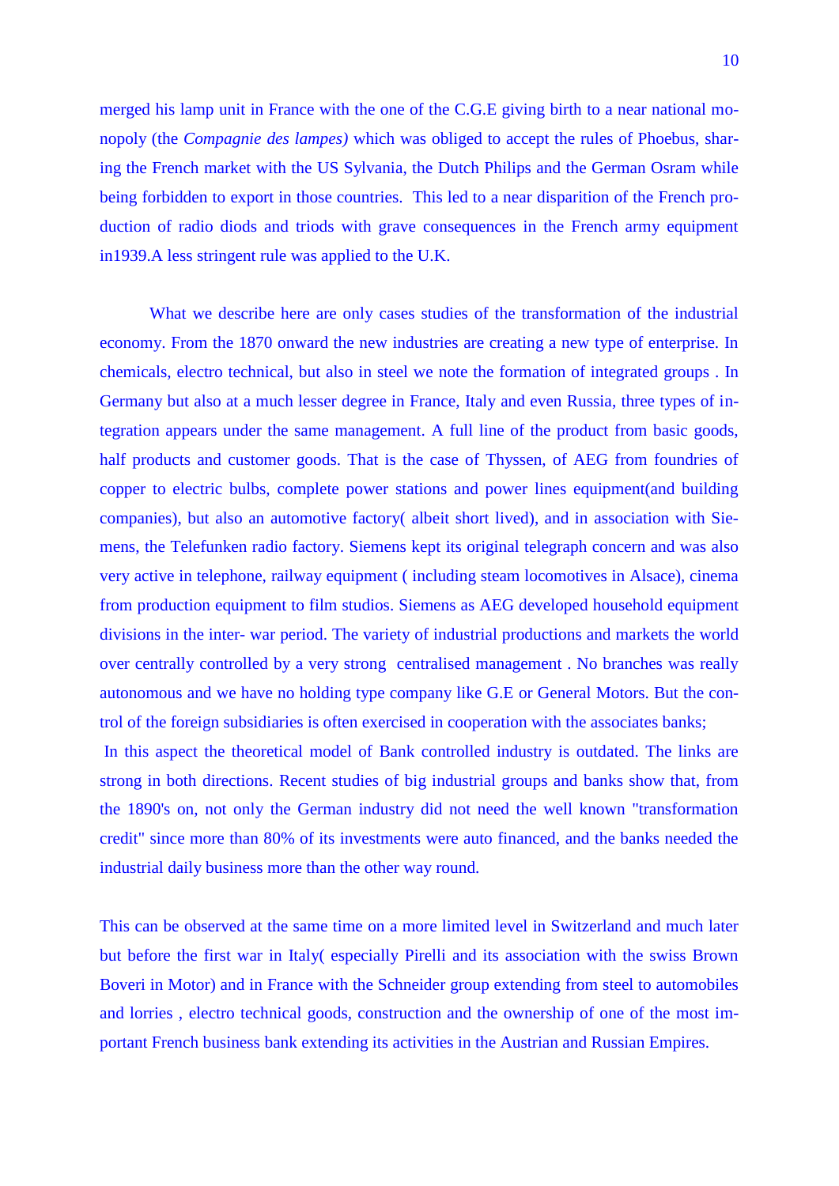merged his lamp unit in France with the one of the C.G.E giving birth to a near national monopoly (the *Compagnie des lampes)* which was obliged to accept the rules of Phoebus, sharing the French market with the US Sylvania, the Dutch Philips and the German Osram while being forbidden to export in those countries. This led to a near disparition of the French production of radio diods and triods with grave consequences in the French army equipment in1939.A less stringent rule was applied to the U.K.

What we describe here are only cases studies of the transformation of the industrial economy. From the 1870 onward the new industries are creating a new type of enterprise. In chemicals, electro technical, but also in steel we note the formation of integrated groups . In Germany but also at a much lesser degree in France, Italy and even Russia, three types of integration appears under the same management. A full line of the product from basic goods, half products and customer goods. That is the case of Thyssen, of AEG from foundries of copper to electric bulbs, complete power stations and power lines equipment(and building companies), but also an automotive factory( albeit short lived), and in association with Siemens, the Telefunken radio factory. Siemens kept its original telegraph concern and was also very active in telephone, railway equipment ( including steam locomotives in Alsace), cinema from production equipment to film studios. Siemens as AEG developed household equipment divisions in the inter- war period. The variety of industrial productions and markets the world over centrally controlled by a very strong centralised management . No branches was really autonomous and we have no holding type company like G.E or General Motors. But the control of the foreign subsidiaries is often exercised in cooperation with the associates banks;
In this aspect the theoretical model of Bank controlled industry is outdated. The links are strong in both directions. Recent studies of big industrial groups and banks show that, from the 1890's on, not only the German industry did not need the well known "transformation credit" since more than 80% of its investments were auto financed, and the banks needed the industrial daily business more than the other way round.

This can be observed at the same time on a more limited level in Switzerland and much later but before the first war in Italy( especially Pirelli and its association with the swiss Brown Boveri in Motor) and in France with the Schneider group extending from steel to automobiles and lorries , electro technical goods, construction and the ownership of one of the most important French business bank extending its activities in the Austrian and Russian Empires.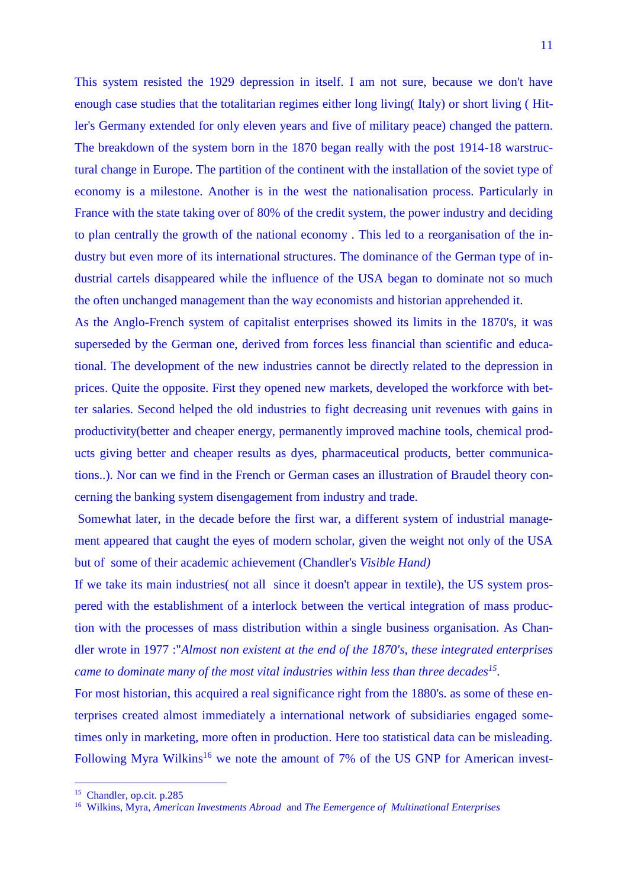This system resisted the 1929 depression in itself. I am not sure, because we don't have enough case studies that the totalitarian regimes either long living( Italy) or short living ( Hitler's Germany extended for only eleven years and five of military peace) changed the pattern. The breakdown of the system born in the 1870 began really with the post 1914-18 warstructural change in Europe. The partition of the continent with the installation of the soviet type of economy is a milestone. Another is in the west the nationalisation process. Particularly in France with the state taking over of 80% of the credit system, the power industry and deciding to plan centrally the growth of the national economy . This led to a reorganisation of the industry but even more of its international structures. The dominance of the German type of industrial cartels disappeared while the influence of the USA began to dominate not so much the often unchanged management than the way economists and historian apprehended it.

As the Anglo-French system of capitalist enterprises showed its limits in the 1870's, it was superseded by the German one, derived from forces less financial than scientific and educational. The development of the new industries cannot be directly related to the depression in prices. Quite the opposite. First they opened new markets, developed the workforce with better salaries. Second helped the old industries to fight decreasing unit revenues with gains in productivity(better and cheaper energy, permanently improved machine tools, chemical products giving better and cheaper results as dyes, pharmaceutical products, better communications..). Nor can we find in the French or German cases an illustration of Braudel theory concerning the banking system disengagement from industry and trade.

Somewhat later, in the decade before the first war, a different system of industrial management appeared that caught the eyes of modern scholar, given the weight not only of the USA but of some of their academic achievement (Chandler's *Visible Hand)*

If we take its main industries( not all since it doesn't appear in textile), the US system prospered with the establishment of a interlock between the vertical integration of mass production with the processes of mass distribution within a single business organisation. As Chandler wrote in 1977 :"*Almost non existent at the end of the 1870's, these integrated enterprises came to dominate many of the most vital industries within less than three decades*[15].

For most historian, this acquired a real significance right from the 1880's. as some of these enterprises created almost immediately a international network of subsidiaries engaged sometimes only in marketing, more often in production. Here too statistical data can be misleading. Following Myra Wilkins[16] we note the amount of 7% of the US GNP for American invest-

---

[15] Chandler, op.cit. p.285

[16] Wilkins, Myra, *American Investments Abroad* and *The Eemergence of Multinational Enterprises*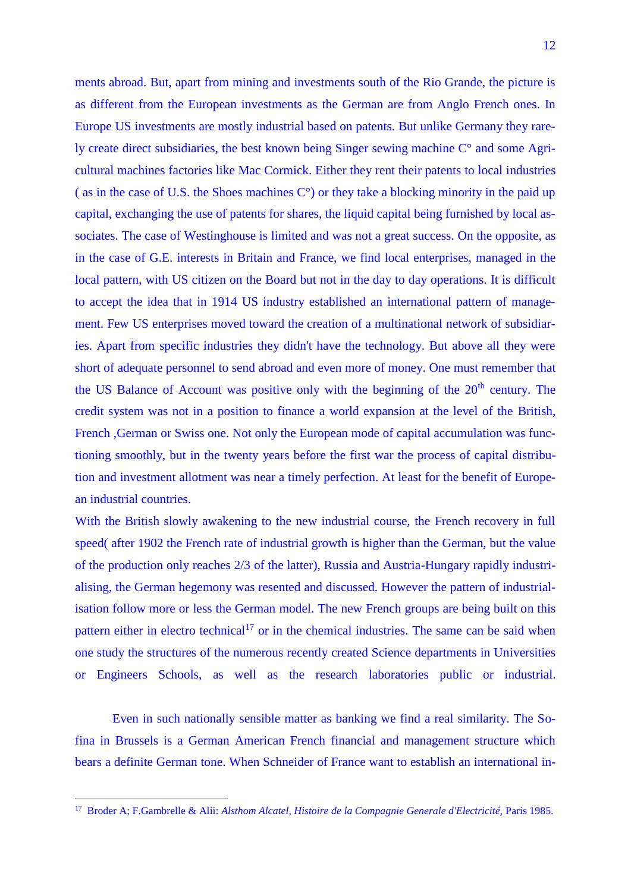ments abroad. But, apart from mining and investments south of the Rio Grande, the picture is as different from the European investments as the German are from Anglo French ones. In Europe US investments are mostly industrial based on patents. But unlike Germany they rarely create direct subsidiaries, the best known being Singer sewing machine C° and some Agricultural machines factories like Mac Cormick. Either they rent their patents to local industries ( as in the case of U.S. the Shoes machines C°) or they take a blocking minority in the paid up capital, exchanging the use of patents for shares, the liquid capital being furnished by local associates. The case of Westinghouse is limited and was not a great success. On the opposite, as in the case of G.E. interests in Britain and France, we find local enterprises, managed in the local pattern, with US citizen on the Board but not in the day to day operations. It is difficult to accept the idea that in 1914 US industry established an international pattern of management. Few US enterprises moved toward the creation of a multinational network of subsidiaries. Apart from specific industries they didn't have the technology. But above all they were short of adequate personnel to send abroad and even more of money. One must remember that the US Balance of Account was positive only with the beginning of the 20th century. The credit system was not in a position to finance a world expansion at the level of the British, French ,German or Swiss one. Not only the European mode of capital accumulation was functioning smoothly, but in the twenty years before the first war the process of capital distribution and investment allotment was near a timely perfection. At least for the benefit of European industrial countries.

With the British slowly awakening to the new industrial course, the French recovery in full speed( after 1902 the French rate of industrial growth is higher than the German, but the value of the production only reaches 2/3 of the latter), Russia and Austria-Hungary rapidly industrialising, the German hegemony was resented and discussed. However the pattern of industrialisation follow more or less the German model. The new French groups are being built on this pattern either in electro technical[17] or in the chemical industries. The same can be said when one study the structures of the numerous recently created Science departments in Universities or Engineers Schools, as well as the research laboratories public or industrial.

Even in such nationally sensible matter as banking we find a real similarity. The Sofina in Brussels is a German American French financial and management structure which bears a definite German tone. When Schneider of France want to establish an international in-

[17] Broder A; F.Gambrelle & Alii: *Alsthom Alcatel, Histoire de la Compagnie Generale d'Electricité,* Paris 1985.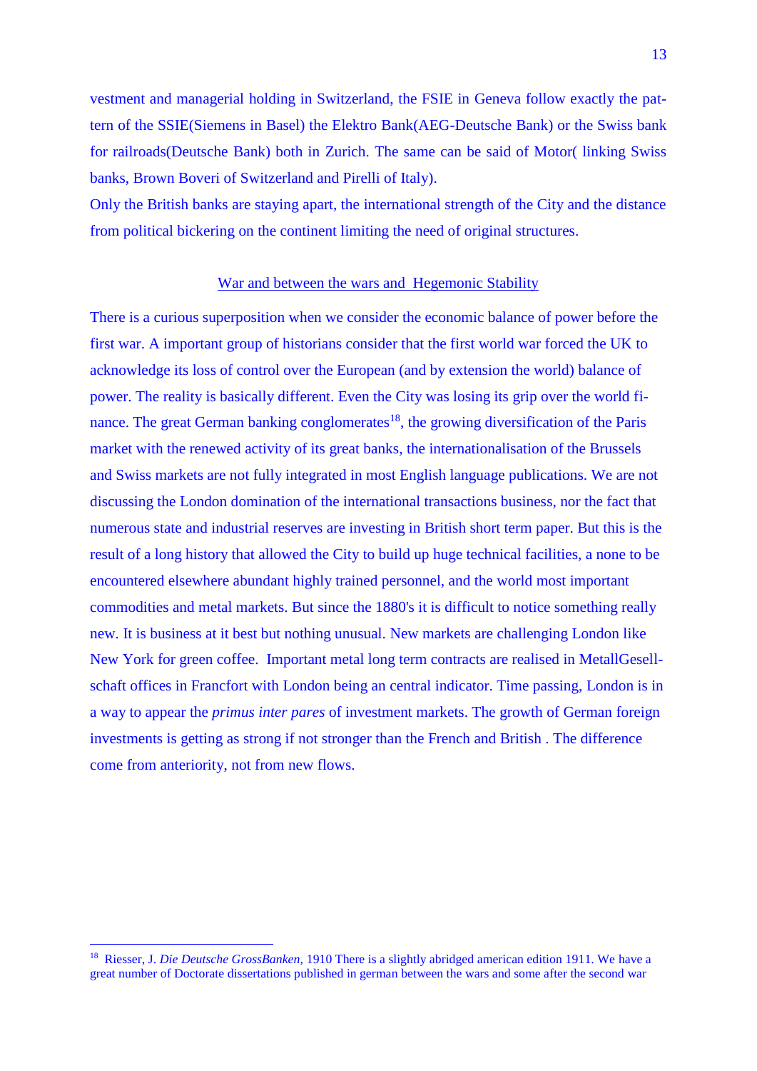vestment and managerial holding in Switzerland, the FSIE in Geneva follow exactly the pattern of the SSIE(Siemens in Basel) the Elektro Bank(AEG-Deutsche Bank) or the Swiss bank for railroads(Deutsche Bank) both in Zurich. The same can be said of Motor( linking Swiss banks, Brown Boveri of Switzerland and Pirelli of Italy).

Only the British banks are staying apart, the international strength of the City and the distance from political bickering on the continent limiting the need of original structures.

## War and between the wars and Hegemonic Stability

There is a curious superposition when we consider the economic balance of power before the first war. A important group of historians consider that the first world war forced the UK to acknowledge its loss of control over the European (and by extension the world) balance of power. The reality is basically different. Even the City was losing its grip over the world finance. The great German banking conglomerates[18], the growing diversification of the Paris market with the renewed activity of its great banks, the internationalisation of the Brussels and Swiss markets are not fully integrated in most English language publications. We are not discussing the London domination of the international transactions business, nor the fact that numerous state and industrial reserves are investing in British short term paper. But this is the result of a long history that allowed the City to build up huge technical facilities, a none to be encountered elsewhere abundant highly trained personnel, and the world most important commodities and metal markets. But since the 1880's it is difficult to notice something really new. It is business at it best but nothing unusual. New markets are challenging London like New York for green coffee. Important metal long term contracts are realised in MetallGesellschaft offices in Francfort with London being an central indicator. Time passing, London is in a way to appear the *primus inter pares* of investment markets. The growth of German foreign investments is getting as strong if not stronger than the French and British . The difference come from anteriority, not from new flows.

---

[18] Riesser, J. *Die Deutsche GrossBanken,* 1910 There is a slightly abridged american edition 1911. We have a great number of Doctorate dissertations published in german between the wars and some after the second war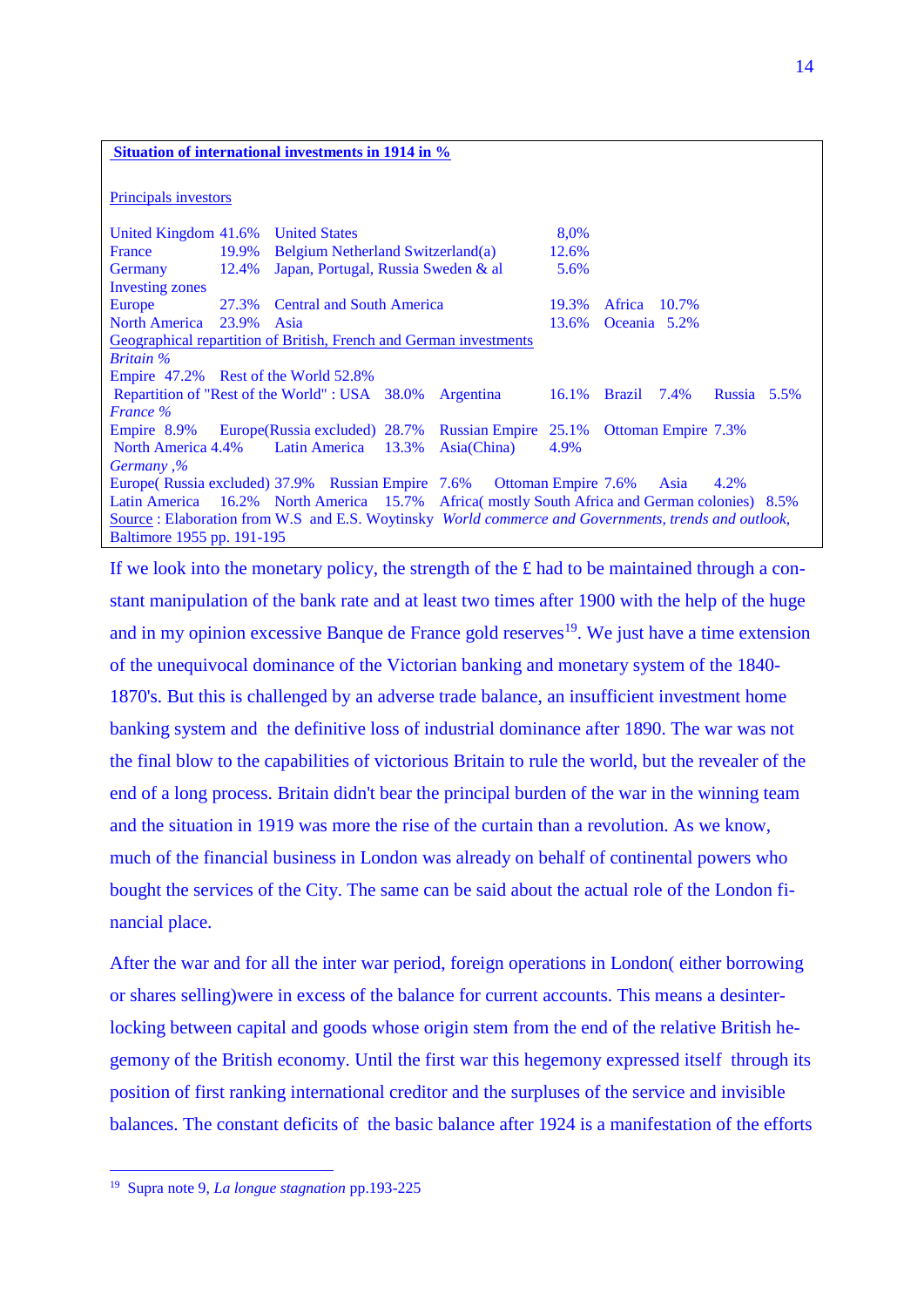**Situation of international investments in 1914 in %**

Principals investors

United Kingdom 41.6% United States 8,0%
France 19.9% Belgium Netherland Switzerland(a) 12.6%
Germany 12.4% Japan, Portugal, Russia Sweden & al 5.6%

Investing zones

Europe 27.3% Central and South America 19.3% Africa 10.7%
North America 23.9% Asia 13.6% Oceania 5.2%

Geographical repartition of British, French and German investments

*Britain %*

Empire 47.2% Rest of the World 52.8%
Repartition of "Rest of the World" : USA 38.0% Argentina 16.1% Brazil 7.4% Russia 5.5%

*France %*

Empire 8.9% Europe(Russia excluded) 28.7% Russian Empire 25.1% Ottoman Empire 7.3%
North America 4.4% Latin America 13.3% Asia(China) 4.9%

*Germany ,%*

Europe( Russia excluded) 37.9% Russian Empire 7.6% Ottoman Empire 7.6% Asia 4.2%
Latin America 16.2% North America 15.7% Africa( mostly South Africa and German colonies) 8.5%

Source : Elaboration from W.S and E.S. Woytinsky *World commerce and Governments, trends and outlook,* Baltimore 1955 pp. 191-195

If we look into the monetary policy, the strength of the £ had to be maintained through a constant manipulation of the bank rate and at least two times after 1900 with the help of the huge and in my opinion excessive Banque de France gold reserves[19]. We just have a time extension of the unequivocal dominance of the Victorian banking and monetary system of the 1840-1870's. But this is challenged by an adverse trade balance, an insufficient investment home banking system and the definitive loss of industrial dominance after 1890. The war was not the final blow to the capabilities of victorious Britain to rule the world, but the revealer of the end of a long process. Britain didn't bear the principal burden of the war in the winning team and the situation in 1919 was more the rise of the curtain than a revolution. As we know, much of the financial business in London was already on behalf of continental powers who bought the services of the City. The same can be said about the actual role of the London financial place.

After the war and for all the inter war period, foreign operations in London( either borrowing or shares selling)were in excess of the balance for current accounts. This means a desinterlocking between capital and goods whose origin stem from the end of the relative British hegemony of the British economy. Until the first war this hegemony expressed itself through its position of first ranking international creditor and the surpluses of the service and invisible balances. The constant deficits of the basic balance after 1924 is a manifestation of the efforts

---

[19] Supra note 9, *La longue stagnation* pp.193-225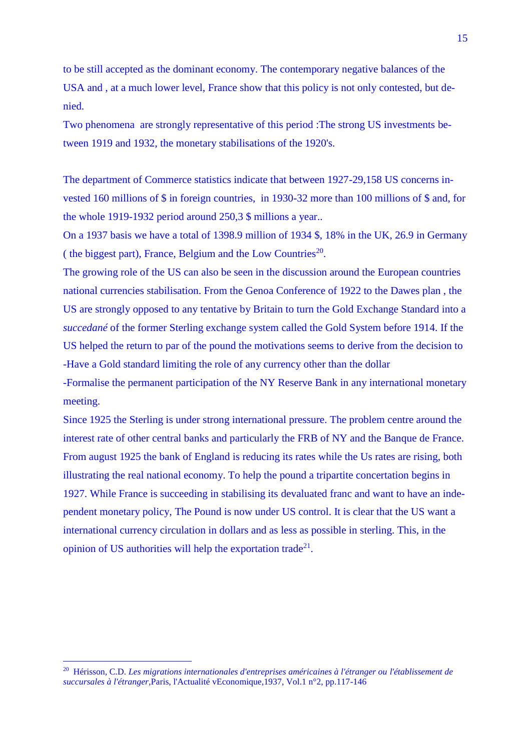to be still accepted as the dominant economy. The contemporary negative balances of the USA and , at a much lower level, France show that this policy is not only contested, but denied.

Two phenomena are strongly representative of this period :The strong US investments between 1919 and 1932, the monetary stabilisations of the 1920's.

The department of Commerce statistics indicate that between 1927-29,158 US concerns invested 160 millions of $ in foreign countries, in 1930-32 more than 100 millions of $ and, for the whole 1919-1932 period around 250,3 $ millions a year..

On a 1937 basis we have a total of 1398.9 million of 1934 $, 18% in the UK, 26.9 in Germany ( the biggest part), France, Belgium and the Low Countries[20].

The growing role of the US can also be seen in the discussion around the European countries national currencies stabilisation. From the Genoa Conference of 1922 to the Dawes plan , the US are strongly opposed to any tentative by Britain to turn the Gold Exchange Standard into a *succedané* of the former Sterling exchange system called the Gold System before 1914. If the US helped the return to par of the pound the motivations seems to derive from the decision to

-Have a Gold standard limiting the role of any currency other than the dollar

-Formalise the permanent participation of the NY Reserve Bank in any international monetary meeting.

Since 1925 the Sterling is under strong international pressure. The problem centre around the interest rate of other central banks and particularly the FRB of NY and the Banque de France. From august 1925 the bank of England is reducing its rates while the Us rates are rising, both illustrating the real national economy. To help the pound a tripartite concertation begins in 1927. While France is succeeding in stabilising its devaluated franc and want to have an independent monetary policy, The Pound is now under US control. It is clear that the US want a international currency circulation in dollars and as less as possible in sterling. This, in the opinion of US authorities will help the exportation trade[21].

---

[20] Hérisson, C.D. *Les migrations internationales d'entreprises américaines à l'étranger ou l'établissement de succursales à l'étranger*,Paris, l'Actualité vEconomique,1937, Vol.1 n°2, pp.117-146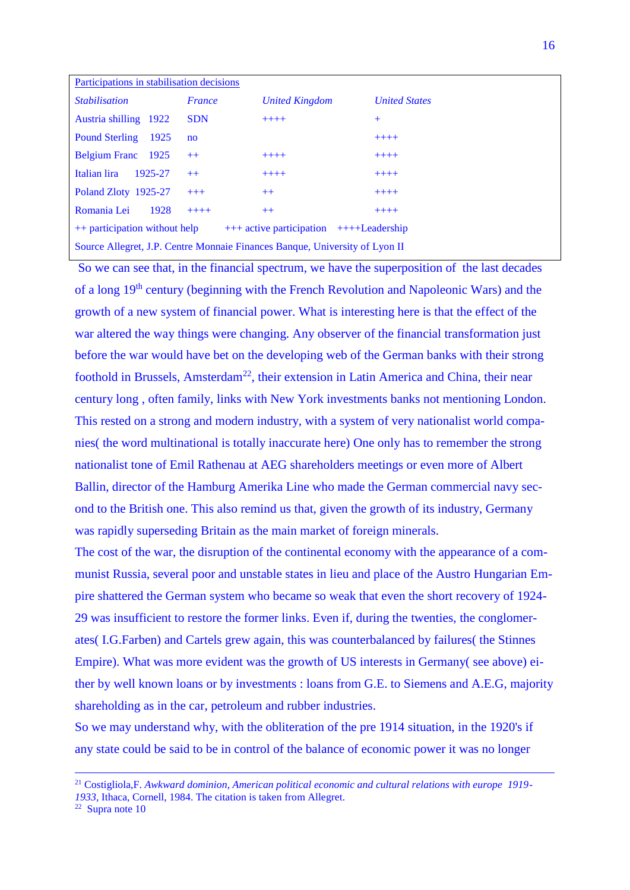Participations in stabilisation decisions

| *Stabilisation* | *France* | *United Kingdom* | *United States* |
|---|---|---|---|
| Austria shilling 1922 | SDN | ++++ | + |
| Pound Sterling 1925 | no | | ++++ |
| Belgium Franc 1925 | ++ | ++++ | ++++ |
| Italian lira 1925-27 | ++ | ++++ | ++++ |
| Poland Zloty 1925-27 | +++ | ++ | ++++ |
| Romania Lei 1928 | ++++ | ++ | ++++ |

++ participation without help +++ active participation ++++Leadership

Source Allegret, J.P. Centre Monnaie Finances Banque, University of Lyon II

So we can see that, in the financial spectrum, we have the superposition of the last decades of a long 19th century (beginning with the French Revolution and Napoleonic Wars) and the growth of a new system of financial power. What is interesting here is that the effect of the war altered the way things were changing. Any observer of the financial transformation just before the war would have bet on the developing web of the German banks with their strong foothold in Brussels, Amsterdam[22], their extension in Latin America and China, their near century long , often family, links with New York investments banks not mentioning London. This rested on a strong and modern industry, with a system of very nationalist world companies( the word multinational is totally inaccurate here) One only has to remember the strong nationalist tone of Emil Rathenau at AEG shareholders meetings or even more of Albert Ballin, director of the Hamburg Amerika Line who made the German commercial navy second to the British one. This also remind us that, given the growth of its industry, Germany was rapidly superseding Britain as the main market of foreign minerals.

The cost of the war, the disruption of the continental economy with the appearance of a communist Russia, several poor and unstable states in lieu and place of the Austro Hungarian Empire shattered the German system who became so weak that even the short recovery of 1924-29 was insufficient to restore the former links. Even if, during the twenties, the conglomerates( I.G.Farben) and Cartels grew again, this was counterbalanced by failures( the Stinnes Empire). What was more evident was the growth of US interests in Germany( see above) either by well known loans or by investments : loans from G.E. to Siemens and A.E.G, majority shareholding as in the car, petroleum and rubber industries.

So we may understand why, with the obliteration of the pre 1914 situation, in the 1920's if any state could be said to be in control of the balance of economic power it was no longer

---

[21] Costigliola,F. *Awkward dominion, American political economic and cultural relations with europe 1919-1933*, Ithaca, Cornell, 1984. The citation is taken from Allegret.

[22] Supra note 10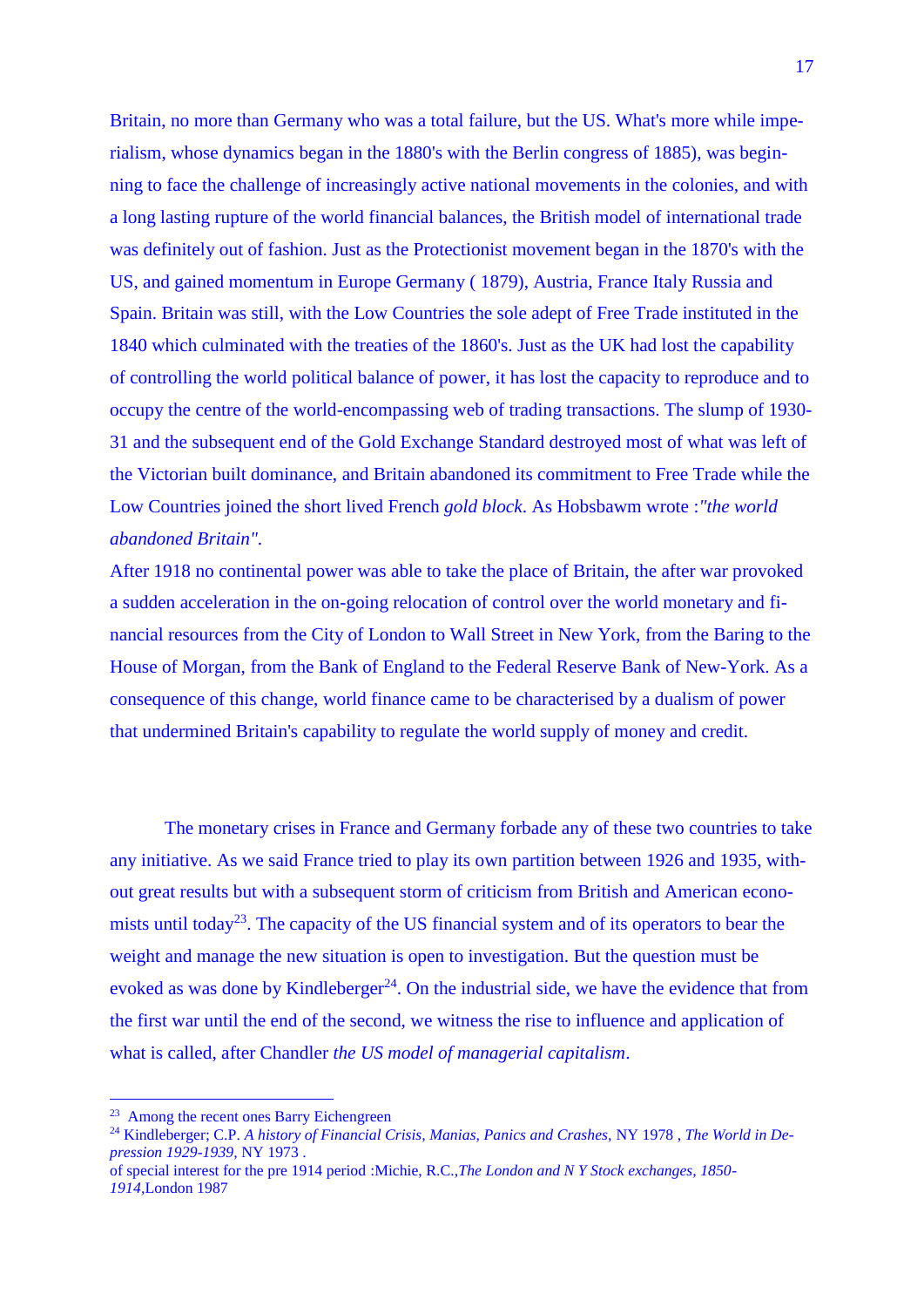Britain, no more than Germany who was a total failure, but the US. What's more while imperialism, whose dynamics began in the 1880's with the Berlin congress of 1885), was beginning to face the challenge of increasingly active national movements in the colonies, and with a long lasting rupture of the world financial balances, the British model of international trade was definitely out of fashion. Just as the Protectionist movement began in the 1870's with the US, and gained momentum in Europe Germany ( 1879), Austria, France Italy Russia and Spain. Britain was still, with the Low Countries the sole adept of Free Trade instituted in the 1840 which culminated with the treaties of the 1860's. Just as the UK had lost the capability of controlling the world political balance of power, it has lost the capacity to reproduce and to occupy the centre of the world-encompassing web of trading transactions. The slump of 1930-31 and the subsequent end of the Gold Exchange Standard destroyed most of what was left of the Victorian built dominance, and Britain abandoned its commitment to Free Trade while the Low Countries joined the short lived French *gold block*. As Hobsbawm wrote :*"the world abandoned Britain"*.

After 1918 no continental power was able to take the place of Britain, the after war provoked a sudden acceleration in the on-going relocation of control over the world monetary and financial resources from the City of London to Wall Street in New York, from the Baring to the House of Morgan, from the Bank of England to the Federal Reserve Bank of New-York. As a consequence of this change, world finance came to be characterised by a dualism of power that undermined Britain's capability to regulate the world supply of money and credit.

The monetary crises in France and Germany forbade any of these two countries to take any initiative. As we said France tried to play its own partition between 1926 and 1935, without great results but with a subsequent storm of criticism from British and American economists until today[23]. The capacity of the US financial system and of its operators to bear the weight and manage the new situation is open to investigation. But the question must be evoked as was done by Kindleberger[24]. On the industrial side, we have the evidence that from the first war until the end of the second, we witness the rise to influence and application of what is called, after Chandler *the US model of managerial capitalism*.

---

[23] Among the recent ones Barry Eichengreen

[24] Kindleberger; C.P. *A history of Financial Crisis, Manias, Panics and Crashes,* NY 1978 , *The World in Depression 1929-1939,* NY 1973 .
of special interest for the pre 1914 period :Michie, R.C.,*The London and N Y Stock exchanges, 1850-1914*,London 1987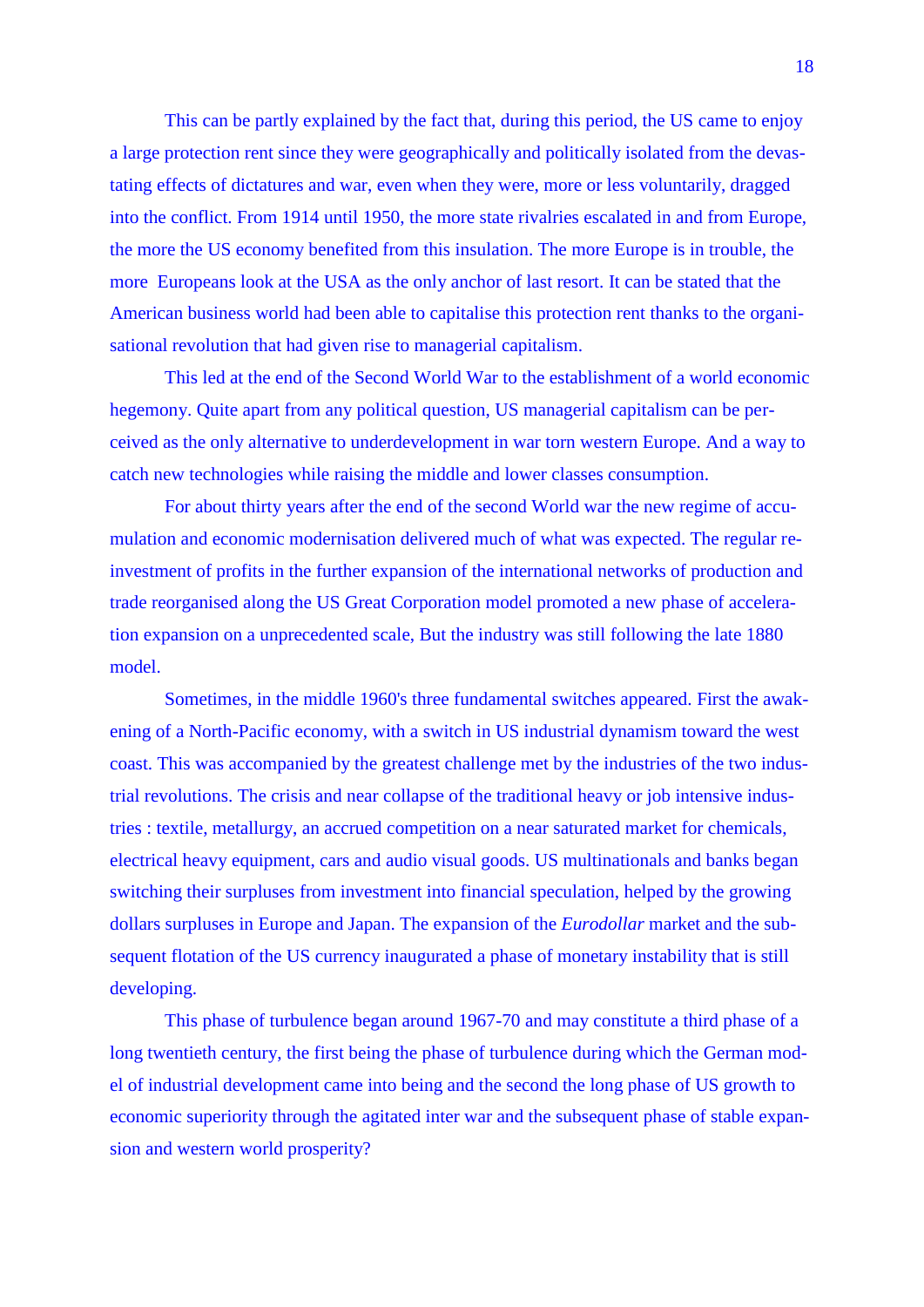This can be partly explained by the fact that, during this period, the US came to enjoy a large protection rent since they were geographically and politically isolated from the devastating effects of dictatures and war, even when they were, more or less voluntarily, dragged into the conflict. From 1914 until 1950, the more state rivalries escalated in and from Europe, the more the US economy benefited from this insulation. The more Europe is in trouble, the more Europeans look at the USA as the only anchor of last resort. It can be stated that the American business world had been able to capitalise this protection rent thanks to the organisational revolution that had given rise to managerial capitalism.

This led at the end of the Second World War to the establishment of a world economic hegemony. Quite apart from any political question, US managerial capitalism can be perceived as the only alternative to underdevelopment in war torn western Europe. And a way to catch new technologies while raising the middle and lower classes consumption.

For about thirty years after the end of the second World war the new regime of accumulation and economic modernisation delivered much of what was expected. The regular re-investment of profits in the further expansion of the international networks of production and trade reorganised along the US Great Corporation model promoted a new phase of acceleration expansion on a unprecedented scale, But the industry was still following the late 1880 model.

Sometimes, in the middle 1960's three fundamental switches appeared. First the awakening of a North-Pacific economy, with a switch in US industrial dynamism toward the west coast. This was accompanied by the greatest challenge met by the industries of the two industrial revolutions. The crisis and near collapse of the traditional heavy or job intensive industries : textile, metallurgy, an accrued competition on a near saturated market for chemicals, electrical heavy equipment, cars and audio visual goods. US multinationals and banks began switching their surpluses from investment into financial speculation, helped by the growing dollars surpluses in Europe and Japan. The expansion of the *Eurodollar* market and the subsequent flotation of the US currency inaugurated a phase of monetary instability that is still developing.

This phase of turbulence began around 1967-70 and may constitute a third phase of a long twentieth century, the first being the phase of turbulence during which the German model of industrial development came into being and the second the long phase of US growth to economic superiority through the agitated inter war and the subsequent phase of stable expansion and western world prosperity?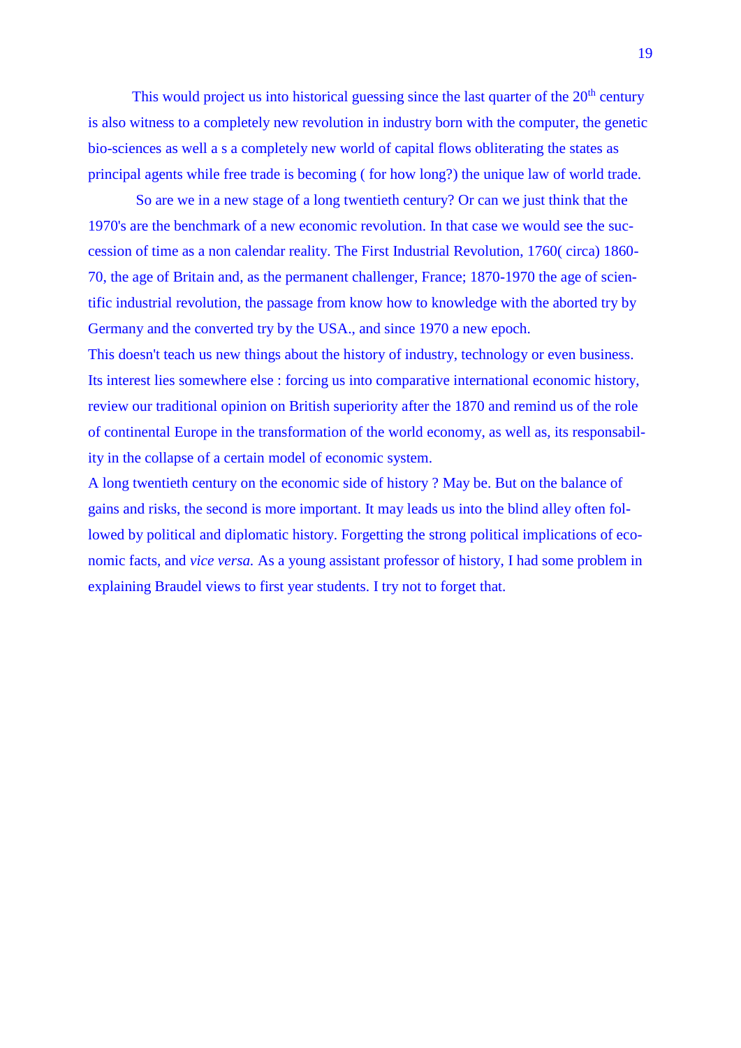This would project us into historical guessing since the last quarter of the 20th century is also witness to a completely new revolution in industry born with the computer, the genetic bio-sciences as well a s a completely new world of capital flows obliterating the states as principal agents while free trade is becoming ( for how long?) the unique law of world trade.

So are we in a new stage of a long twentieth century? Or can we just think that the 1970's are the benchmark of a new economic revolution. In that case we would see the succession of time as a non calendar reality. The First Industrial Revolution, 1760( circa) 1860-70, the age of Britain and, as the permanent challenger, France; 1870-1970 the age of scientific industrial revolution, the passage from know how to knowledge with the aborted try by Germany and the converted try by the USA., and since 1970 a new epoch.

This doesn't teach us new things about the history of industry, technology or even business. Its interest lies somewhere else : forcing us into comparative international economic history, review our traditional opinion on British superiority after the 1870 and remind us of the role of continental Europe in the transformation of the world economy, as well as, its responsability in the collapse of a certain model of economic system.

A long twentieth century on the economic side of history ? May be. But on the balance of gains and risks, the second is more important. It may leads us into the blind alley often followed by political and diplomatic history. Forgetting the strong political implications of economic facts, and *vice versa.* As a young assistant professor of history, I had some problem in explaining Braudel views to first year students. I try not to forget that.